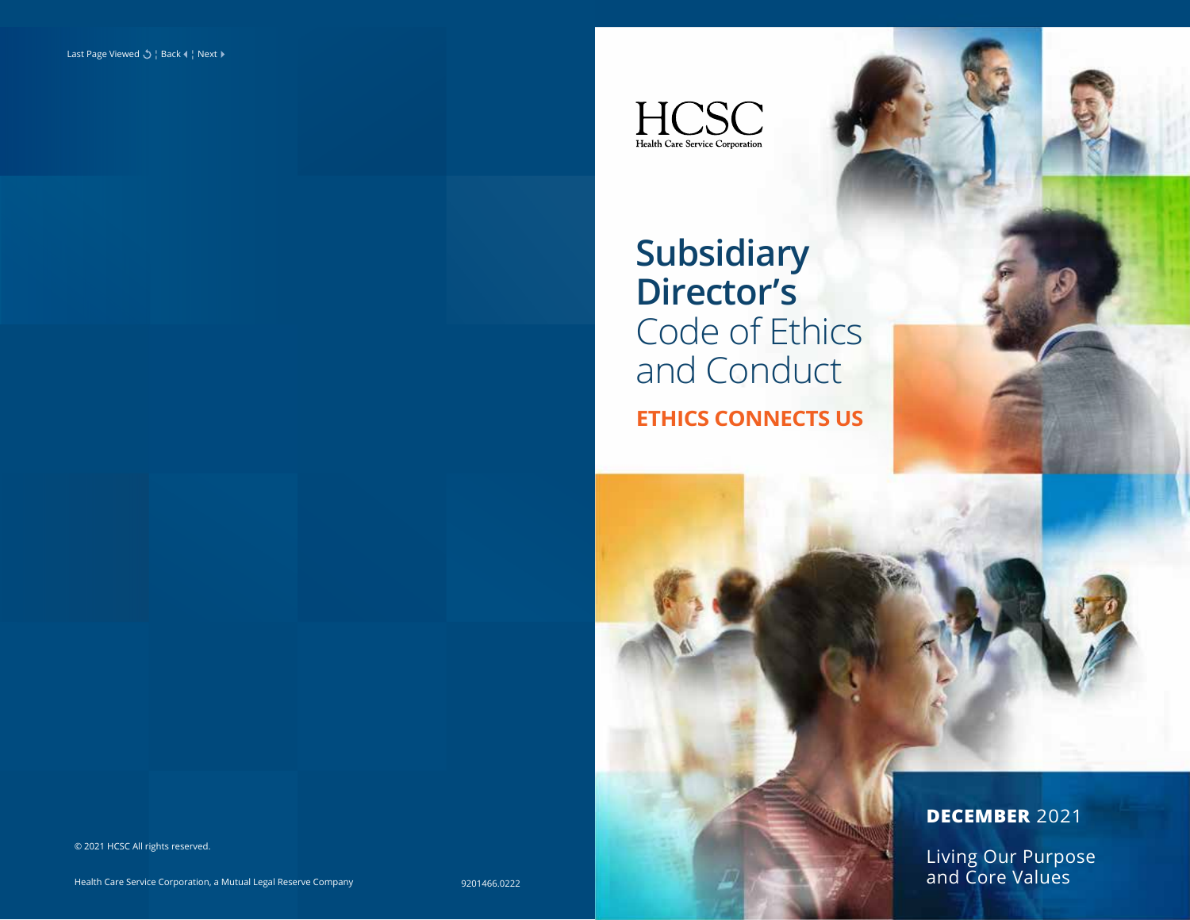Last Page Viewed ¦ Back ¦ Next

HCSC
Health Care Service Corporation

# Subsidiary Director's Code of Ethics and Conduct

**ETHICS CONNECTS US**

**DECEMBER** 2021

Living Our Purpose and Core Values

© 2021 HCSC All rights reserved.

Health Care Service Corporation, a Mutual Legal Reserve Company

9201466.0222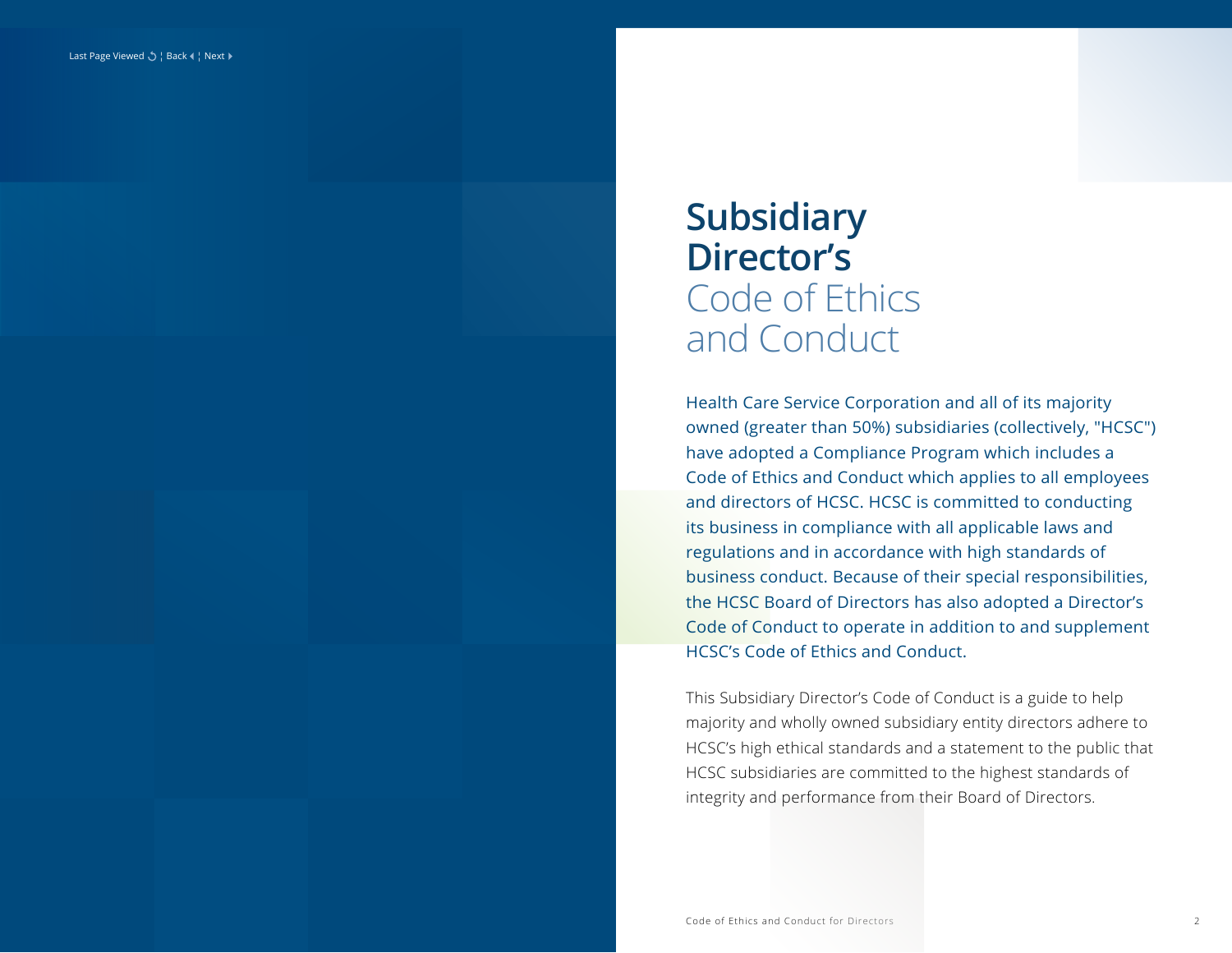# Subsidiary Director's Code of Ethics and Conduct

Health Care Service Corporation and all of its majority owned (greater than 50%) subsidiaries (collectively, "HCSC") have adopted a Compliance Program which includes a Code of Ethics and Conduct which applies to all employees and directors of HCSC. HCSC is committed to conducting its business in compliance with all applicable laws and regulations and in accordance with high standards of business conduct. Because of their special responsibilities, the HCSC Board of Directors has also adopted a Director's Code of Conduct to operate in addition to and supplement HCSC's Code of Ethics and Conduct.

This Subsidiary Director's Code of Conduct is a guide to help majority and wholly owned subsidiary entity directors adhere to HCSC's high ethical standards and a statement to the public that HCSC subsidiaries are committed to the highest standards of integrity and performance from their Board of Directors.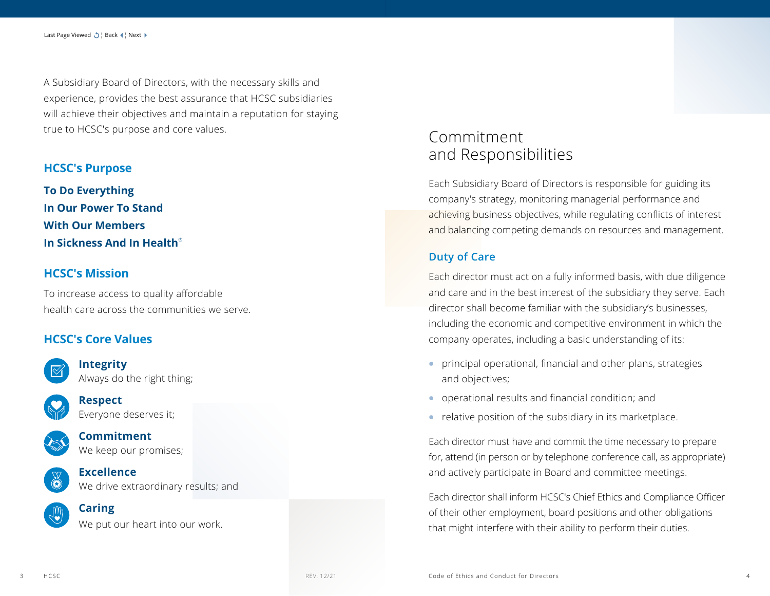A Subsidiary Board of Directors, with the necessary skills and experience, provides the best assurance that HCSC subsidiaries will achieve their objectives and maintain a reputation for staying true to HCSC's purpose and core values.

## HCSC's Purpose

**To Do Everything In Our Power To Stand With Our Members In Sickness And In Health®**

## HCSC's Mission

To increase access to quality affordable health care across the communities we serve.

## HCSC's Core Values

**Integrity**
Always do the right thing;

**Respect**
Everyone deserves it;

**Commitment**
We keep our promises;

**Excellence**
We drive extraordinary results; and

**Caring**
We put our heart into our work.

# Commitment and Responsibilities

Each Subsidiary Board of Directors is responsible for guiding its company's strategy, monitoring managerial performance and achieving business objectives, while regulating conflicts of interest and balancing competing demands on resources and management.

## Duty of Care

Each director must act on a fully informed basis, with due diligence and care and in the best interest of the subsidiary they serve. Each director shall become familiar with the subsidiary's businesses, including the economic and competitive environment in which the company operates, including a basic understanding of its:

- principal operational, financial and other plans, strategies and objectives;
- operational results and financial condition; and
- relative position of the subsidiary in its marketplace.

Each director must have and commit the time necessary to prepare for, attend (in person or by telephone conference call, as appropriate) and actively participate in Board and committee meetings.

Each director shall inform HCSC's Chief Ethics and Compliance Officer of their other employment, board positions and other obligations that might interfere with their ability to perform their duties.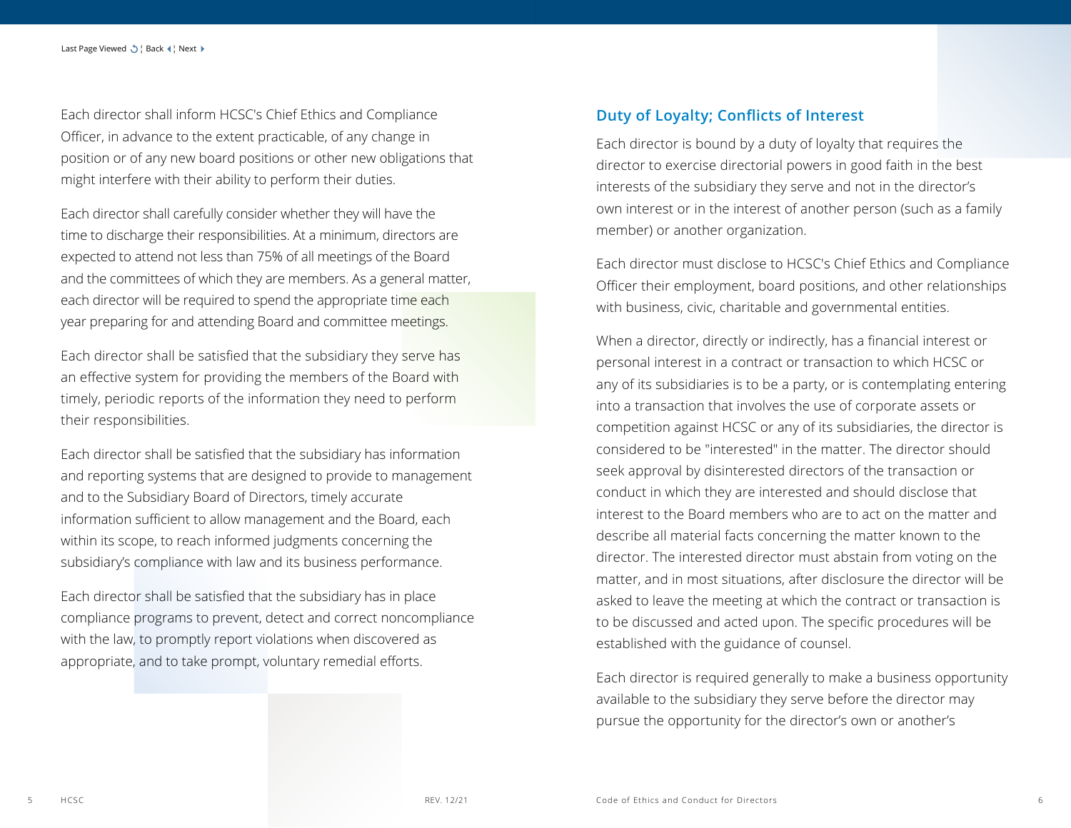Each director shall inform HCSC's Chief Ethics and Compliance Officer, in advance to the extent practicable, of any change in position or of any new board positions or other new obligations that might interfere with their ability to perform their duties.

Each director shall carefully consider whether they will have the time to discharge their responsibilities. At a minimum, directors are expected to attend not less than 75% of all meetings of the Board and the committees of which they are members. As a general matter, each director will be required to spend the appropriate time each year preparing for and attending Board and committee meetings.

Each director shall be satisfied that the subsidiary they serve has an effective system for providing the members of the Board with timely, periodic reports of the information they need to perform their responsibilities.

Each director shall be satisfied that the subsidiary has information and reporting systems that are designed to provide to management and to the Subsidiary Board of Directors, timely accurate information sufficient to allow management and the Board, each within its scope, to reach informed judgments concerning the subsidiary's compliance with law and its business performance.

Each director shall be satisfied that the subsidiary has in place compliance programs to prevent, detect and correct noncompliance with the law, to promptly report violations when discovered as appropriate, and to take prompt, voluntary remedial efforts.

## Duty of Loyalty; Conflicts of Interest

Each director is bound by a duty of loyalty that requires the director to exercise directorial powers in good faith in the best interests of the subsidiary they serve and not in the director's own interest or in the interest of another person (such as a family member) or another organization.

Each director must disclose to HCSC's Chief Ethics and Compliance Officer their employment, board positions, and other relationships with business, civic, charitable and governmental entities.

When a director, directly or indirectly, has a financial interest or personal interest in a contract or transaction to which HCSC or any of its subsidiaries is to be a party, or is contemplating entering into a transaction that involves the use of corporate assets or competition against HCSC or any of its subsidiaries, the director is considered to be "interested" in the matter. The director should seek approval by disinterested directors of the transaction or conduct in which they are interested and should disclose that interest to the Board members who are to act on the matter and describe all material facts concerning the matter known to the director. The interested director must abstain from voting on the matter, and in most situations, after disclosure the director will be asked to leave the meeting at which the contract or transaction is to be discussed and acted upon. The specific procedures will be established with the guidance of counsel.

Each director is required generally to make a business opportunity available to the subsidiary they serve before the director may pursue the opportunity for the director's own or another's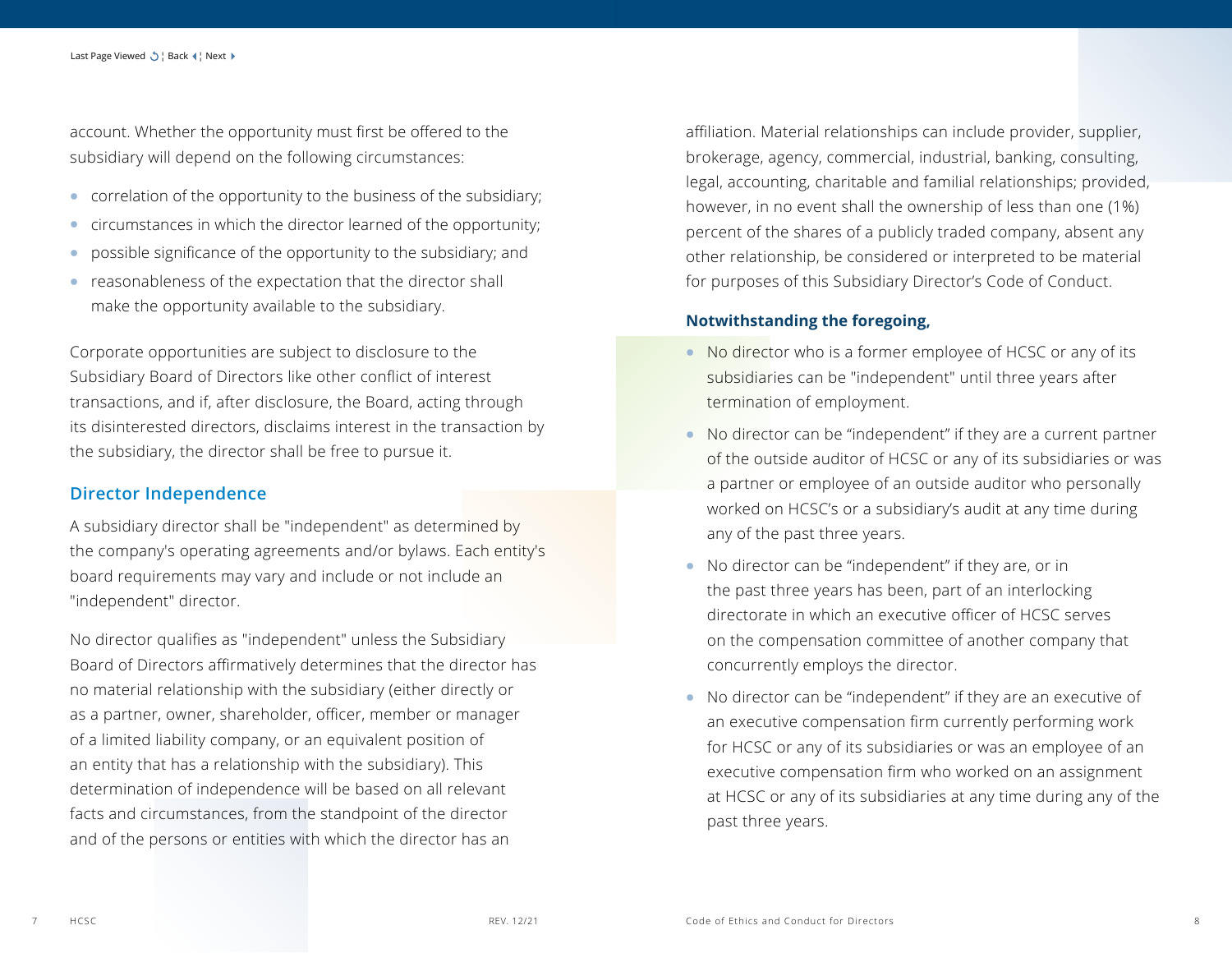account. Whether the opportunity must first be offered to the subsidiary will depend on the following circumstances:

- correlation of the opportunity to the business of the subsidiary;
- circumstances in which the director learned of the opportunity;
- possible significance of the opportunity to the subsidiary; and
- reasonableness of the expectation that the director shall make the opportunity available to the subsidiary.

Corporate opportunities are subject to disclosure to the Subsidiary Board of Directors like other conflict of interest transactions, and if, after disclosure, the Board, acting through its disinterested directors, disclaims interest in the transaction by the subsidiary, the director shall be free to pursue it.

## Director Independence

A subsidiary director shall be "independent" as determined by the company's operating agreements and/or bylaws. Each entity's board requirements may vary and include or not include an "independent" director.

No director qualifies as "independent" unless the Subsidiary Board of Directors affirmatively determines that the director has no material relationship with the subsidiary (either directly or as a partner, owner, shareholder, officer, member or manager of a limited liability company, or an equivalent position of an entity that has a relationship with the subsidiary). This determination of independence will be based on all relevant facts and circumstances, from the standpoint of the director and of the persons or entities with which the director has an affiliation. Material relationships can include provider, supplier, brokerage, agency, commercial, industrial, banking, consulting, legal, accounting, charitable and familial relationships; provided, however, in no event shall the ownership of less than one (1%) percent of the shares of a publicly traded company, absent any other relationship, be considered or interpreted to be material for purposes of this Subsidiary Director's Code of Conduct.

**Notwithstanding the foregoing,**

- No director who is a former employee of HCSC or any of its subsidiaries can be "independent" until three years after termination of employment.
- No director can be "independent" if they are a current partner of the outside auditor of HCSC or any of its subsidiaries or was a partner or employee of an outside auditor who personally worked on HCSC's or a subsidiary's audit at any time during any of the past three years.
- No director can be "independent" if they are, or in the past three years has been, part of an interlocking directorate in which an executive officer of HCSC serves on the compensation committee of another company that concurrently employs the director.
- No director can be "independent" if they are an executive of an executive compensation firm currently performing work for HCSC or any of its subsidiaries or was an employee of an executive compensation firm who worked on an assignment at HCSC or any of its subsidiaries at any time during any of the past three years.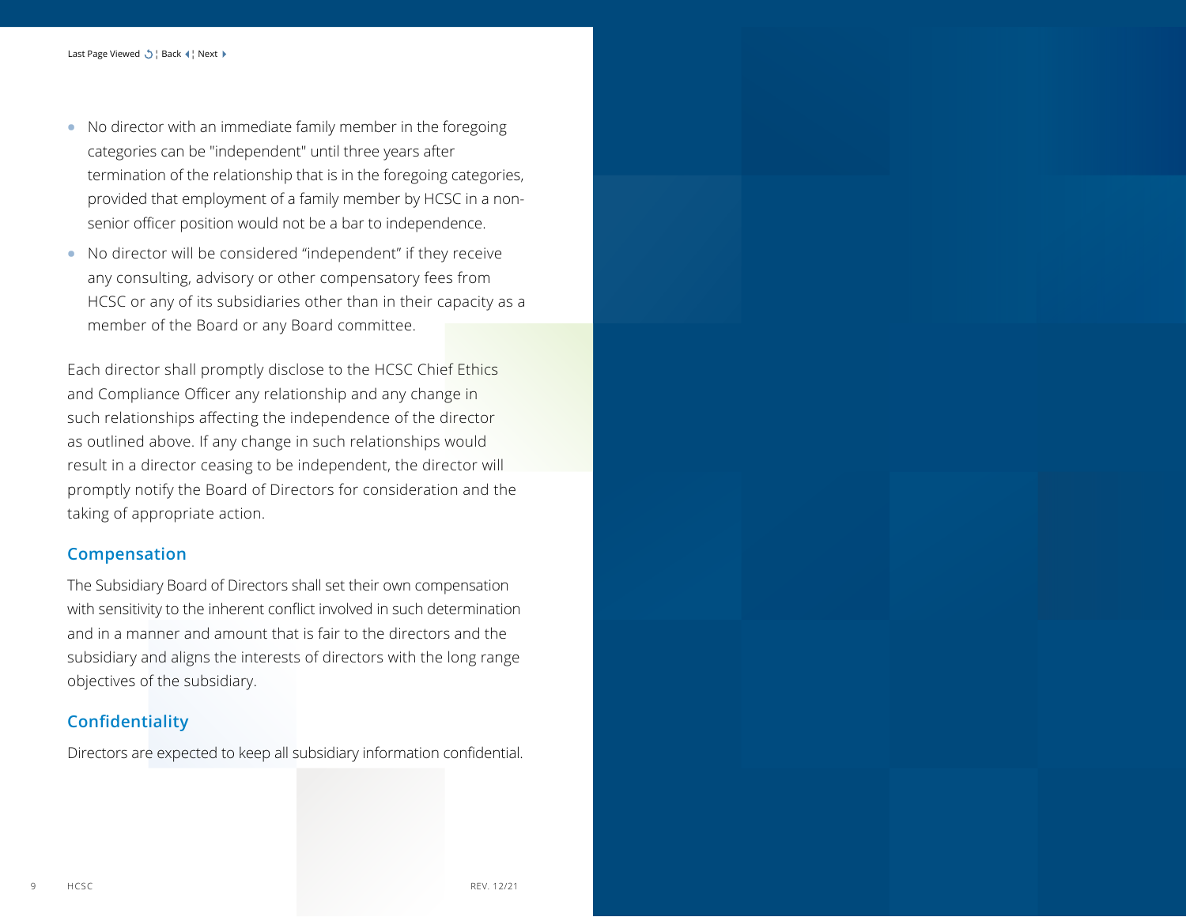- No director with an immediate family member in the foregoing categories can be "independent" until three years after termination of the relationship that is in the foregoing categories, provided that employment of a family member by HCSC in a non-senior officer position would not be a bar to independence.
- No director will be considered “independent” if they receive any consulting, advisory or other compensatory fees from HCSC or any of its subsidiaries other than in their capacity as a member of the Board or any Board committee.

Each director shall promptly disclose to the HCSC Chief Ethics and Compliance Officer any relationship and any change in such relationships affecting the independence of the director as outlined above. If any change in such relationships would result in a director ceasing to be independent, the director will promptly notify the Board of Directors for consideration and the taking of appropriate action.

## Compensation

The Subsidiary Board of Directors shall set their own compensation with sensitivity to the inherent conflict involved in such determination and in a manner and amount that is fair to the directors and the subsidiary and aligns the interests of directors with the long range objectives of the subsidiary.

## Confidentiality

Directors are expected to keep all subsidiary information confidential.